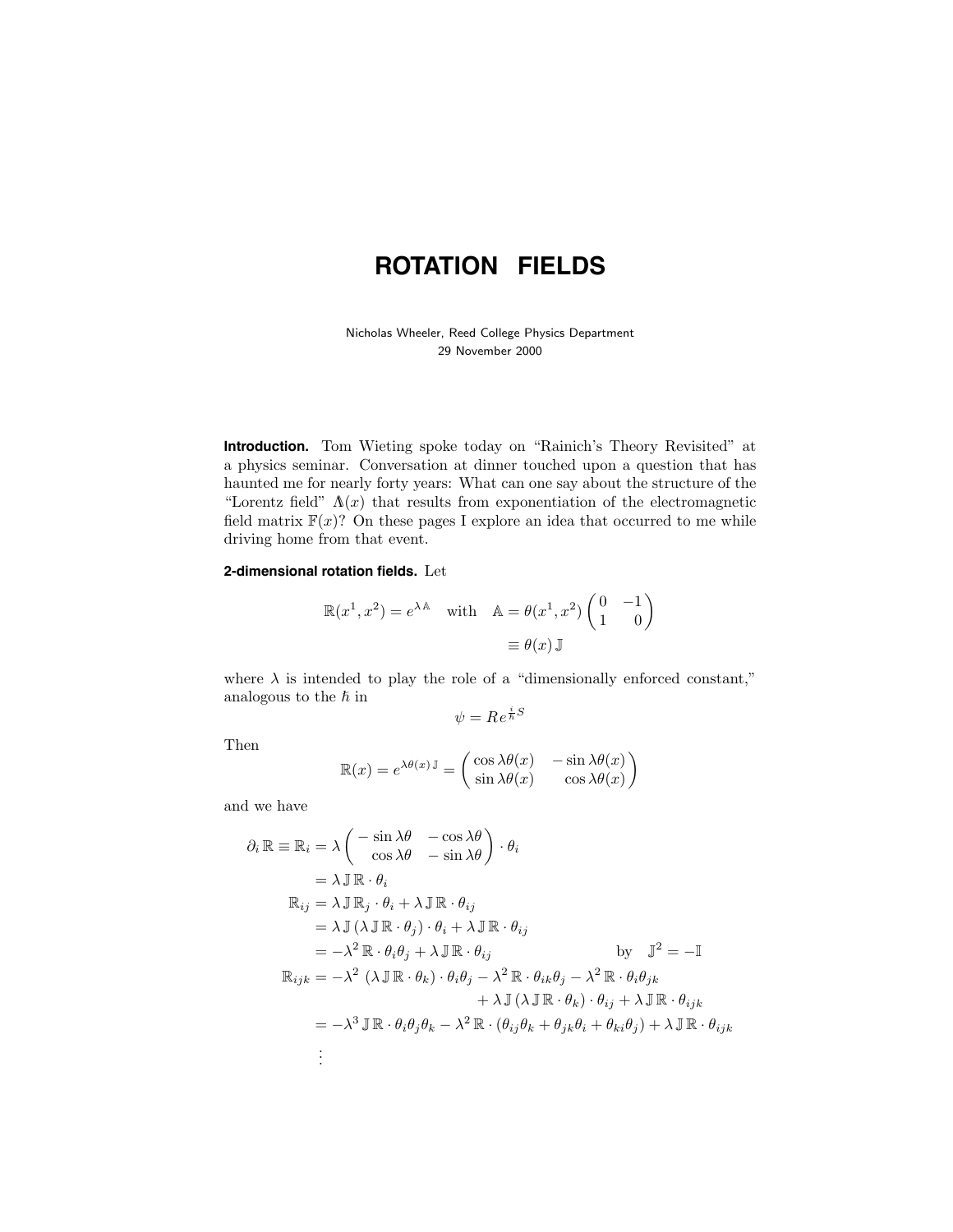# ROTATION FIELDS

Nicholas Wheeler, Reed College Physics Department
29 November 2000

**Introduction.** Tom Wieting spoke today on "Rainich's Theory Revisited" at a physics seminar. Conversation at dinner touched upon a question that has haunted me for nearly forty years: What can one say about the structure of the "Lorentz field" $\mathbb{\Lambda}(x)$ that results from exponentiation of the electromagnetic field matrix $\mathbb{F}(x)$? On these pages I explore an idea that occurred to me while driving home from that event.

**2-dimensional rotation fields.** Let

$$
\mathbb{R}(x^1,x^2) = e^{\lambda\mathbb{A}} \quad\text{with}\quad \mathbb{A} = \theta(x^1,x^2)\begin{pmatrix} 0 & -1 \\ 1 & 0 \end{pmatrix}
$$

$$
\equiv \theta(x)\,\mathbb{J}
$$

where $\lambda$ is intended to play the role of a "dimensionally enforced constant," analogous to the $\hbar$ in

$$
\psi = Re^{\frac{i}{\hbar}S}
$$

Then

$$
\mathbb{R}(x) = e^{\lambda\theta(x)\,\mathbb{J}} = \begin{pmatrix} \cos\lambda\theta(x) & -\sin\lambda\theta(x) \\ \sin\lambda\theta(x) & \cos\lambda\theta(x) \end{pmatrix}
$$

and we have

$$
\begin{aligned}
\partial_i\,\mathbb{R} \equiv \mathbb{R}_i &= \lambda\begin{pmatrix} -\sin\lambda\theta & -\cos\lambda\theta \\ \cos\lambda\theta & -\sin\lambda\theta \end{pmatrix}\cdot\theta_i \\
&= \lambda\,\mathbb{J}\,\mathbb{R}\cdot\theta_i \\
\mathbb{R}_{ij} &= \lambda\,\mathbb{J}\,\mathbb{R}_j\cdot\theta_i + \lambda\,\mathbb{J}\,\mathbb{R}\cdot\theta_{ij} \\
&= \lambda\,\mathbb{J}\,(\lambda\,\mathbb{J}\,\mathbb{R}\cdot\theta_j)\cdot\theta_i + \lambda\,\mathbb{J}\,\mathbb{R}\cdot\theta_{ij} \\
&= -\lambda^2\,\mathbb{R}\cdot\theta_i\theta_j + \lambda\,\mathbb{J}\,\mathbb{R}\cdot\theta_{ij} \qquad\qquad \text{by}\quad \mathbb{J}^2 = -\mathbb{I} \\
\mathbb{R}_{ijk} &= -\lambda^2\,(\lambda\,\mathbb{J}\,\mathbb{R}\cdot\theta_k)\cdot\theta_i\theta_j - \lambda^2\,\mathbb{R}\cdot\theta_{ik}\theta_j - \lambda^2\,\mathbb{R}\cdot\theta_i\theta_{jk} \\
&\qquad\qquad + \lambda\,\mathbb{J}\,(\lambda\,\mathbb{J}\,\mathbb{R}\cdot\theta_k)\cdot\theta_{ij} + \lambda\,\mathbb{J}\,\mathbb{R}\cdot\theta_{ijk} \\
&= -\lambda^3\,\mathbb{J}\,\mathbb{R}\cdot\theta_i\theta_j\theta_k - \lambda^2\,\mathbb{R}\cdot(\theta_{ij}\theta_k + \theta_{jk}\theta_i + \theta_{ki}\theta_j) + \lambda\,\mathbb{J}\,\mathbb{R}\cdot\theta_{ijk} \\
&\;\;\vdots
\end{aligned}
$$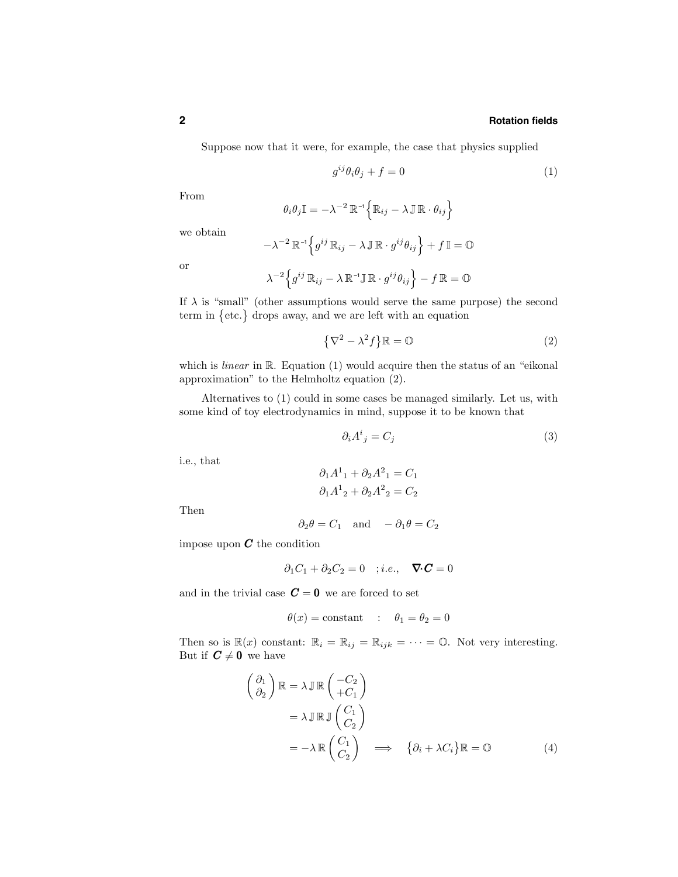Suppose now that it were, for example, the case that physics supplied

$$g^{ij}\theta_i\theta_j + f = 0 \tag{1}$$

From

$$\theta_i\theta_j\mathbb{I} = -\lambda^{-2}\,\mathbb{R}^{-1}\Big\{\mathbb{R}_{ij} - \lambda\,\mathbb{J}\,\mathbb{R}\cdot\theta_{ij}\Big\}$$

we obtain

$$-\lambda^{-2}\,\mathbb{R}^{-1}\Big\{g^{ij}\,\mathbb{R}_{ij} - \lambda\,\mathbb{J}\,\mathbb{R}\cdot g^{ij}\theta_{ij}\Big\} + f\,\mathbb{I} = \mathbb{O}$$

or

$$\lambda^{-2}\Big\{g^{ij}\,\mathbb{R}_{ij} - \lambda\,\mathbb{R}^{-1}\mathbb{J}\,\mathbb{R}\cdot g^{ij}\theta_{ij}\Big\} - f\,\mathbb{R} = \mathbb{O}$$

If $\lambda$ is "small" (other assumptions would serve the same purpose) the second term in $\{\text{etc.}\}$ drops away, and we are left with an equation

$$\big\{\nabla^2 - \lambda^2 f\big\}\mathbb{R} = \mathbb{O} \tag{2}$$

which is *linear* in $\mathbb{R}$. Equation (1) would acquire then the status of an "eikonal approximation" to the Helmholtz equation (2).

Alternatives to (1) could in some cases be managed similarly. Let us, with some kind of toy electrodynamics in mind, suppose it to be known that

$$\partial_i A^i{}_j = C_j \tag{3}$$

i.e., that

$$\begin{aligned}\partial_1 A^1{}_1 + \partial_2 A^2{}_1 &= C_1\\ \partial_1 A^1{}_2 + \partial_2 A^2{}_2 &= C_2\end{aligned}$$

Then

$$\partial_2\theta = C_1 \quad\text{and}\quad -\partial_1\theta = C_2$$

impose upon $\boldsymbol{C}$ the condition

$$\partial_1 C_1 + \partial_2 C_2 = 0 \quad ;\textit{i.e.,}\quad \boldsymbol{\nabla}\!\cdot\!\boldsymbol{C} = 0$$

and in the trivial case $\boldsymbol{C} = \boldsymbol{0}$ we are forced to set

$$\theta(x) = \text{constant} \quad : \quad \theta_1 = \theta_2 = 0$$

Then so is $\mathbb{R}(x)$ constant: $\mathbb{R}_i = \mathbb{R}_{ij} = \mathbb{R}_{ijk} = \cdots = \mathbb{O}$. Not very interesting. But if $\boldsymbol{C} \neq \boldsymbol{0}$ we have

$$\begin{aligned}\begin{pmatrix}\partial_1\\ \partial_2\end{pmatrix}\mathbb{R} &= \lambda\,\mathbb{J}\,\mathbb{R}\begin{pmatrix}-C_2\\ +C_1\end{pmatrix}\\ &= \lambda\,\mathbb{J}\,\mathbb{R}\,\mathbb{J}\begin{pmatrix}C_1\\ C_2\end{pmatrix}\\ &= -\lambda\,\mathbb{R}\begin{pmatrix}C_1\\ C_2\end{pmatrix} \quad\Longrightarrow\quad \big\{\partial_i + \lambda C_i\big\}\mathbb{R} = \mathbb{O}\end{aligned} \tag{4}$$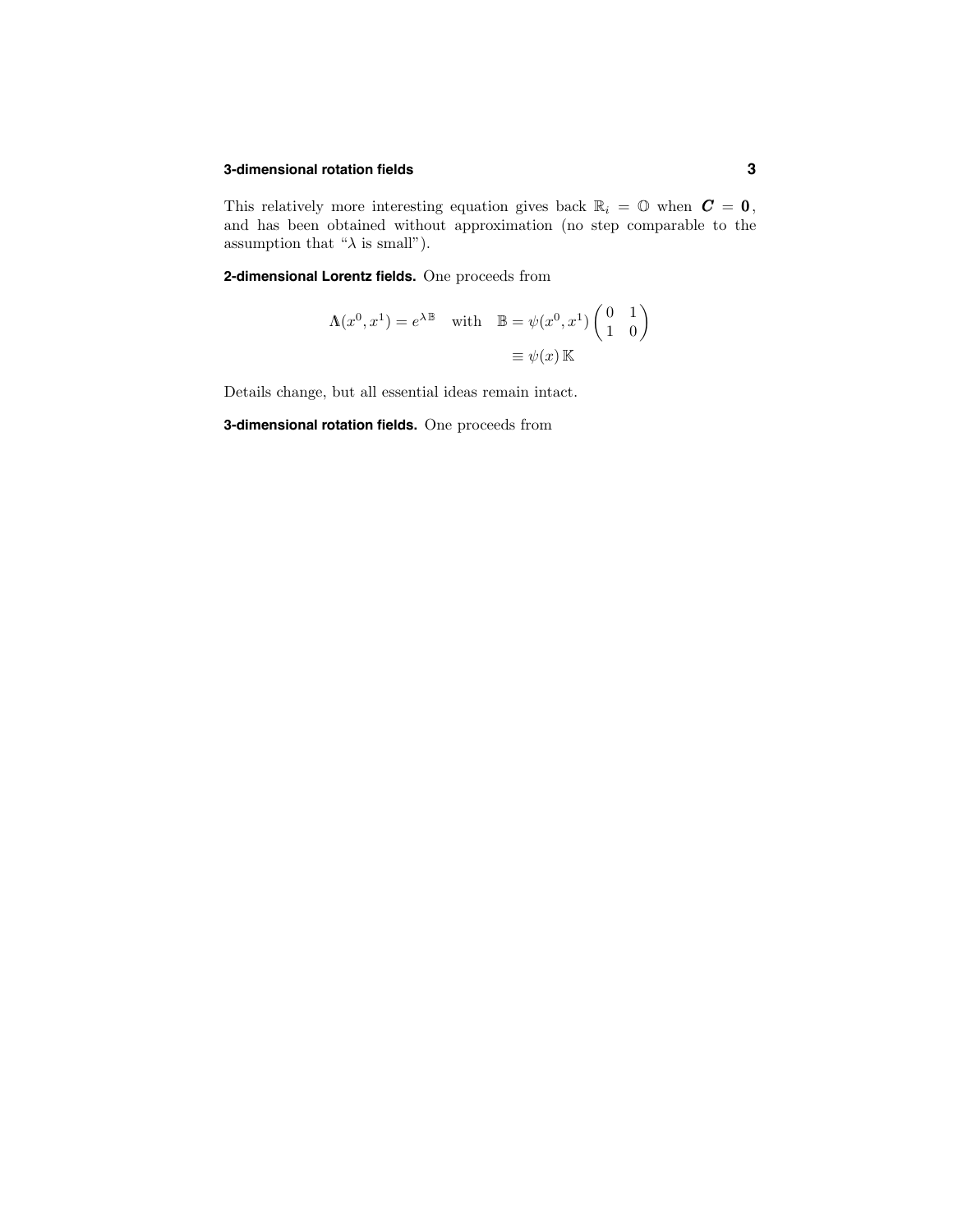This relatively more interesting equation gives back $\mathbb{R}_i = \mathbb{O}$ when $\boldsymbol{C} = \boldsymbol{0}$, and has been obtained without approximation (no step comparable to the assumption that "$\lambda$ is small").

**2-dimensional Lorentz fields.** One proceeds from

$$\mathbb{\Lambda}(x^0, x^1) = e^{\lambda \mathbb{B}} \quad \text{with} \quad \mathbb{B} = \psi(x^0, x^1) \begin{pmatrix} 0 & 1 \\ 1 & 0 \end{pmatrix}$$
$$\equiv \psi(x)\, \mathbb{K}$$

Details change, but all essential ideas remain intact.

**3-dimensional rotation fields.** One proceeds from